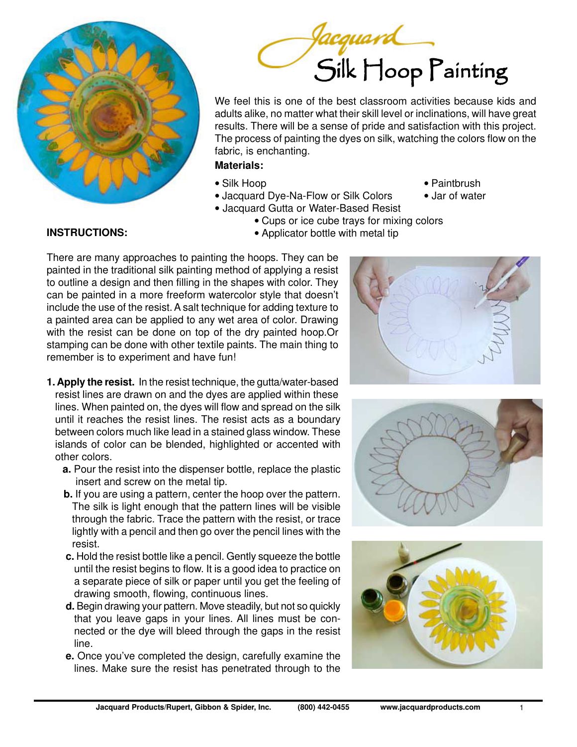# Jacquard Silk Hoop Painting

We feel this is one of the best classroom activities because kids and adults alike, no matter what their skill level or inclinations, will have great results. There will be a sense of pride and satisfaction with this project. The process of painting the dyes on silk, watching the colors flow on the fabric, is enchanting.

**Materials:**

- Silk Hoop
- Jacquard Dye-Na-Flow or Silk Colors
- Jacquard Gutta or Water-Based Resist
- Cups or ice cube trays for mixing colors
- Applicator bottle with metal tip
- Paintbrush
- Jar of water

**INSTRUCTIONS:**

There are many approaches to painting the hoops. They can be painted in the traditional silk painting method of applying a resist to outline a design and then filling in the shapes with color. They can be painted in a more freeform watercolor style that doesn't include the use of the resist. A salt technique for adding texture to a painted area can be applied to any wet area of color. Drawing with the resist can be done on top of the dry painted hoop.Or stamping can be done with other textile paints. The main thing to remember is to experiment and have fun!

**1. Apply the resist.** In the resist technique, the gutta/water-based resist lines are drawn on and the dyes are applied within these lines. When painted on, the dyes will flow and spread on the silk until it reaches the resist lines. The resist acts as a boundary between colors much like lead in a stained glass window. These islands of color can be blended, highlighted or accented with other colors.

**a.** Pour the resist into the dispenser bottle, replace the plastic insert and screw on the metal tip.

**b.** If you are using a pattern, center the hoop over the pattern. The silk is light enough that the pattern lines will be visible through the fabric. Trace the pattern with the resist, or trace lightly with a pencil and then go over the pencil lines with the resist.

**c.** Hold the resist bottle like a pencil. Gently squeeze the bottle until the resist begins to flow. It is a good idea to practice on a separate piece of silk or paper until you get the feeling of drawing smooth, flowing, continuous lines.

**d.** Begin drawing your pattern. Move steadily, but not so quickly that you leave gaps in your lines. All lines must be connected or the dye will bleed through the gaps in the resist line.

**e.** Once you've completed the design, carefully examine the lines. Make sure the resist has penetrated through to the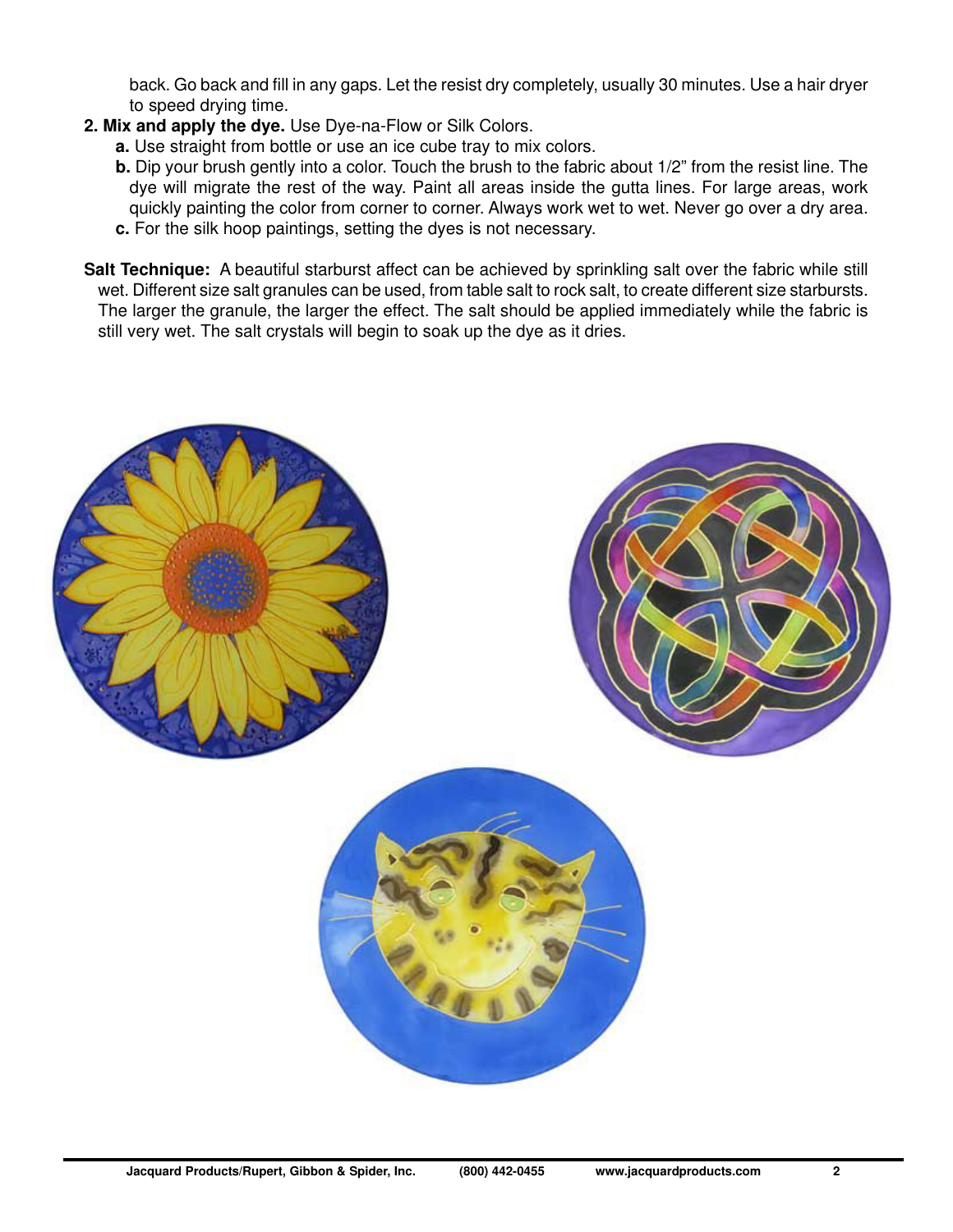back. Go back and fill in any gaps. Let the resist dry completely, usually 30 minutes. Use a hair dryer to speed drying time.

2. **Mix and apply the dye.** Use Dye-na-Flow or Silk Colors.
   - **a.** Use straight from bottle or use an ice cube tray to mix colors.
   - **b.** Dip your brush gently into a color. Touch the brush to the fabric about 1/2" from the resist line. The dye will migrate the rest of the way. Paint all areas inside the gutta lines. For large areas, work quickly painting the color from corner to corner. Always work wet to wet. Never go over a dry area.
   - **c.** For the silk hoop paintings, setting the dyes is not necessary.

**Salt Technique:** A beautiful starburst affect can be achieved by sprinkling salt over the fabric while still wet. Different size salt granules can be used, from table salt to rock salt, to create different size starbursts. The larger the granule, the larger the effect. The salt should be applied immediately while the fabric is still very wet. The salt crystals will begin to soak up the dye as it dries.